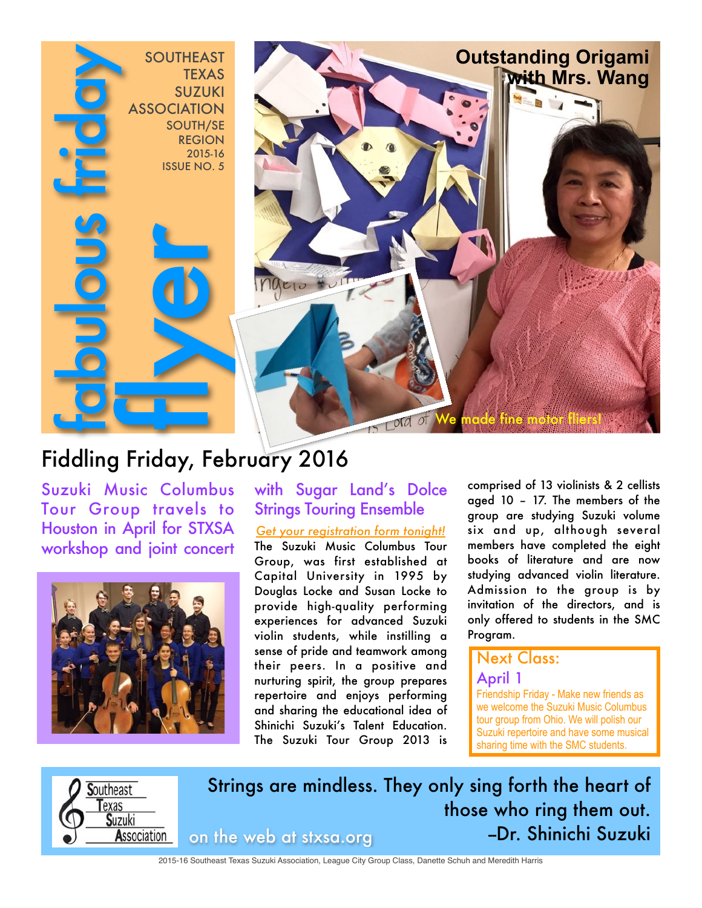# fabulous friday flyer

SOUTHEAST TEXAS SUZUKI ASSOCIATION
SOUTH/SE REGION
2015-16
ISSUE NO. 5

**Outstanding Origami with Mrs. Wang**

We made fine motor fliers!

## Fiddling Friday, February 2016

### Suzuki Music Columbus Tour Group travels to Houston in April for STXSA workshop and joint concert with Sugar Land's Dolce Strings Touring Ensemble

*Get your registration form tonight!*

The Suzuki Music Columbus Tour Group, was first established at Capital University in 1995 by Douglas Locke and Susan Locke to provide high-quality performing experiences for advanced Suzuki violin students, while instilling a sense of pride and teamwork among their peers. In a positive and nurturing spirit, the group prepares repertoire and enjoys performing and sharing the educational idea of Shinichi Suzuki's Talent Education. The Suzuki Tour Group 2013 is comprised of 13 violinists & 2 cellists aged 10 – 17. The members of the group are studying Suzuki volume six and up, although several members have completed the eight books of literature and are now studying advanced violin literature. Admission to the group is by invitation of the directors, and is only offered to students in the SMC Program.

**Next Class:**
**April 1**

Friendship Friday - Make new friends as we welcome the Suzuki Music Columbus tour group from Ohio. We will polish our Suzuki repertoire and have some musical sharing time with the SMC students.

---

Southeast Texas Suzuki Association

Strings are mindless. They only sing forth the heart of those who ring them out.
–Dr. Shinichi Suzuki

on the web at stxsa.org

2015-16 Southeast Texas Suzuki Association, League City Group Class, Danette Schuh and Meredith Harris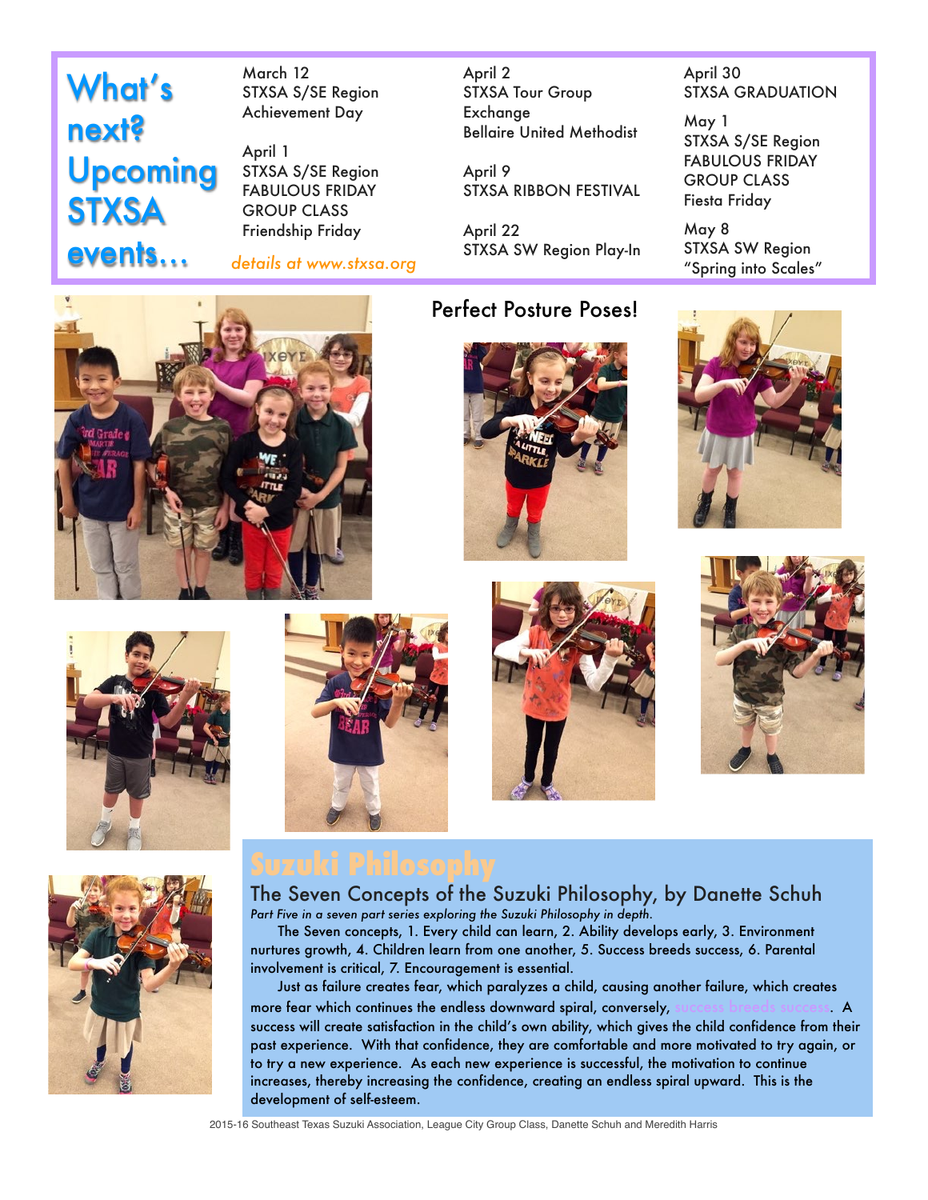# What's next? Upcoming STXSA events...

March 12
STXSA S/SE Region
Achievement Day

April 1
STXSA S/SE Region
FABULOUS FRIDAY
GROUP CLASS
Friendship Friday

*details at www.stxsa.org*

April 2
STXSA Tour Group
Exchange
Bellaire United Methodist

April 9
STXSA RIBBON FESTIVAL

April 22
STXSA SW Region Play-In

April 30
STXSA GRADUATION

May 1
STXSA S/SE Region
FABULOUS FRIDAY
GROUP CLASS
Fiesta Friday

May 8
STXSA SW Region
"Spring into Scales"

## Perfect Posture Poses!

## Suzuki Philosophy

### The Seven Concepts of the Suzuki Philosophy, by Danette Schuh

*Part Five in a seven part series exploring the Suzuki Philosophy in depth.*

The Seven concepts, 1. Every child can learn, 2. Ability develops early, 3. Environment nurtures growth, 4. Children learn from one another, 5. Success breeds success, 6. Parental involvement is critical, 7. Encouragement is essential.

Just as failure creates fear, which paralyzes a child, causing another failure, which creates more fear which continues the endless downward spiral, conversely, success breeds success. A success will create satisfaction in the child's own ability, which gives the child confidence from their past experience. With that confidence, they are comfortable and more motivated to try again, or to try a new experience. As each new experience is successful, the motivation to continue increases, thereby increasing the confidence, creating an endless spiral upward. This is the development of self-esteem.

2015-16 Southeast Texas Suzuki Association, League City Group Class, Danette Schuh and Meredith Harris